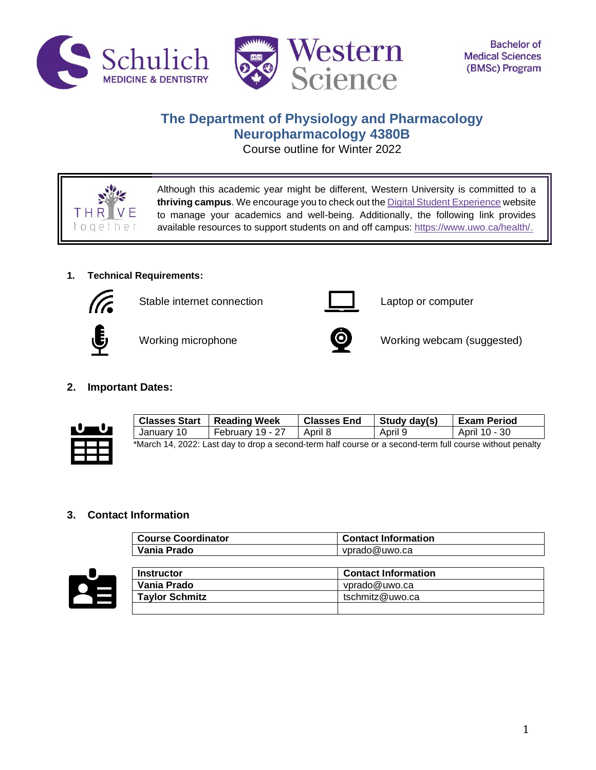Schulich MEDICINE & DENTISTRY | Western Science | Bachelor of Medical Sciences (BMSc) Program

# The Department of Physiology and Pharmacology
# Neuropharmacology 4380B

Course outline for Winter 2022

> Although this academic year might be different, Western University is committed to a **thriving campus**. We encourage you to check out the Digital Student Experience website to manage your academics and well-being. Additionally, the following link provides available resources to support students on and off campus: https://www.uwo.ca/health/.

## 1. Technical Requirements:

- Stable internet connection
- Laptop or computer
- Working microphone
- Working webcam (suggested)

## 2. Important Dates:

| Classes Start | Reading Week | Classes End | Study day(s) | Exam Period |
|---|---|---|---|---|
| January 10 | February 19 - 27 | April 8 | April 9 | April 10 - 30 |

*March 14, 2022: Last day to drop a second-term half course or a second-term full course without penalty

## 3. Contact Information

| Course Coordinator | Contact Information |
|---|---|
| Vania Prado | vprado@uwo.ca |

| Instructor | Contact Information |
|---|---|
| Vania Prado | vprado@uwo.ca |
| Taylor Schmitz | tschmitz@uwo.ca |
| | |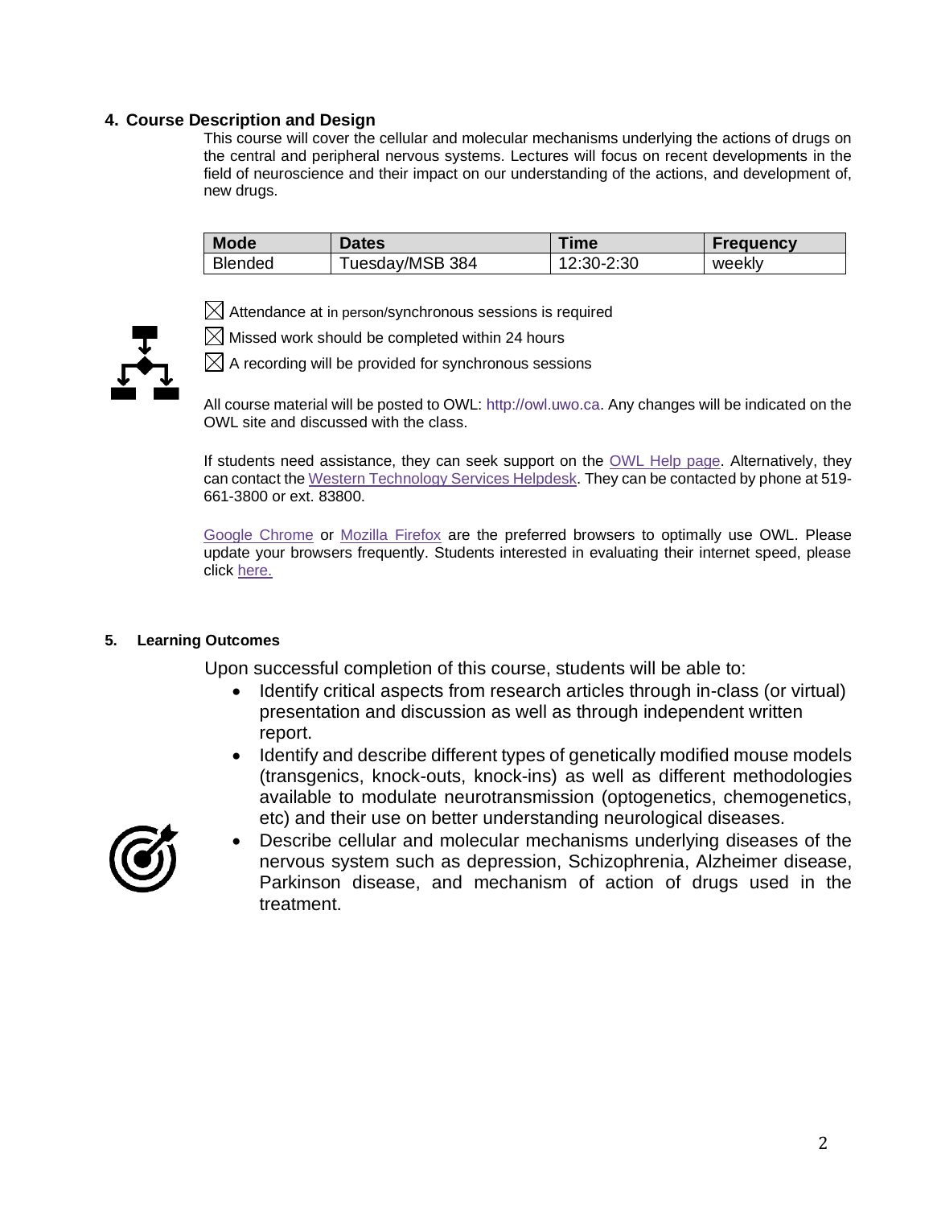## 4. Course Description and Design

This course will cover the cellular and molecular mechanisms underlying the actions of drugs on the central and peripheral nervous systems. Lectures will focus on recent developments in the field of neuroscience and their impact on our understanding of the actions, and development of, new drugs.

| Mode | Dates | Time | Frequency |
|---|---|---|---|
| Blended | Tuesday/MSB 384 | 12:30-2:30 | weekly |

☒ Attendance at in person/synchronous sessions is required

☒ Missed work should be completed within 24 hours

☒ A recording will be provided for synchronous sessions

All course material will be posted to OWL: http://owl.uwo.ca. Any changes will be indicated on the OWL site and discussed with the class.

If students need assistance, they can seek support on the OWL Help page. Alternatively, they can contact the Western Technology Services Helpdesk. They can be contacted by phone at 519-661-3800 or ext. 83800.

Google Chrome or Mozilla Firefox are the preferred browsers to optimally use OWL. Please update your browsers frequently. Students interested in evaluating their internet speed, please click here.

## 5. Learning Outcomes

Upon successful completion of this course, students will be able to:

- Identify critical aspects from research articles through in-class (or virtual) presentation and discussion as well as through independent written report.
- Identify and describe different types of genetically modified mouse models (transgenics, knock-outs, knock-ins) as well as different methodologies available to modulate neurotransmission (optogenetics, chemogenetics, etc) and their use on better understanding neurological diseases.
- Describe cellular and molecular mechanisms underlying diseases of the nervous system such as depression, Schizophrenia, Alzheimer disease, Parkinson disease, and mechanism of action of drugs used in the treatment.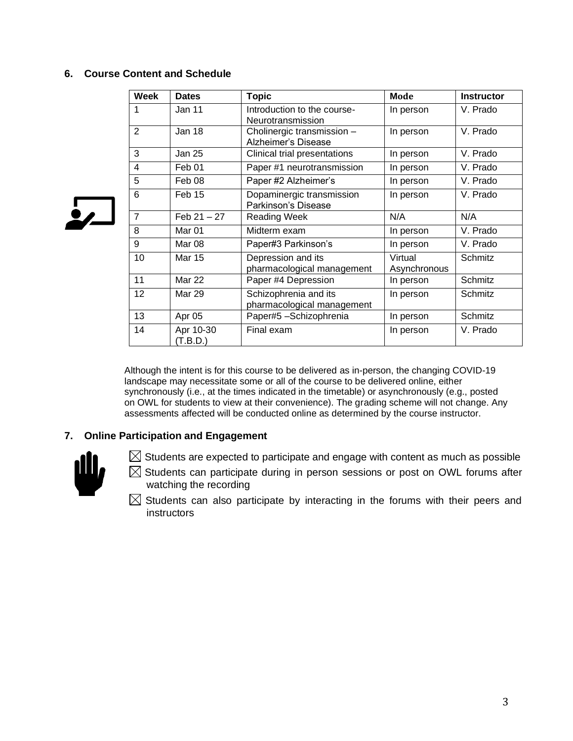## 6. Course Content and Schedule

| Week | Dates | Topic | Mode | Instructor |
|---|---|---|---|---|
| 1 | Jan 11 | Introduction to the course- Neurotransmission | In person | V. Prado |
| 2 | Jan 18 | Cholinergic transmission – Alzheimer's Disease | In person | V. Prado |
| 3 | Jan 25 | Clinical trial presentations | In person | V. Prado |
| 4 | Feb 01 | Paper #1 neurotransmission | In person | V. Prado |
| 5 | Feb 08 | Paper #2 Alzheimer's | In person | V. Prado |
| 6 | Feb 15 | Dopaminergic transmission Parkinson's Disease | In person | V. Prado |
| 7 | Feb 21 – 27 | Reading Week | N/A | N/A |
| 8 | Mar 01 | Midterm exam | In person | V. Prado |
| 9 | Mar 08 | Paper#3 Parkinson's | In person | V. Prado |
| 10 | Mar 15 | Depression and its pharmacological management | Virtual Asynchronous | Schmitz |
| 11 | Mar 22 | Paper #4 Depression | In person | Schmitz |
| 12 | Mar 29 | Schizophrenia and its pharmacological management | In person | Schmitz |
| 13 | Apr 05 | Paper#5 –Schizophrenia | In person | Schmitz |
| 14 | Apr 10-30 (T.B.D.) | Final exam | In person | V. Prado |

Although the intent is for this course to be delivered as in-person, the changing COVID-19 landscape may necessitate some or all of the course to be delivered online, either synchronously (i.e., at the times indicated in the timetable) or asynchronously (e.g., posted on OWL for students to view at their convenience). The grading scheme will not change. Any assessments affected will be conducted online as determined by the course instructor.

## 7. Online Participation and Engagement

- ☒ Students are expected to participate and engage with content as much as possible
- ☒ Students can participate during in person sessions or post on OWL forums after watching the recording
- ☒ Students can also participate by interacting in the forums with their peers and instructors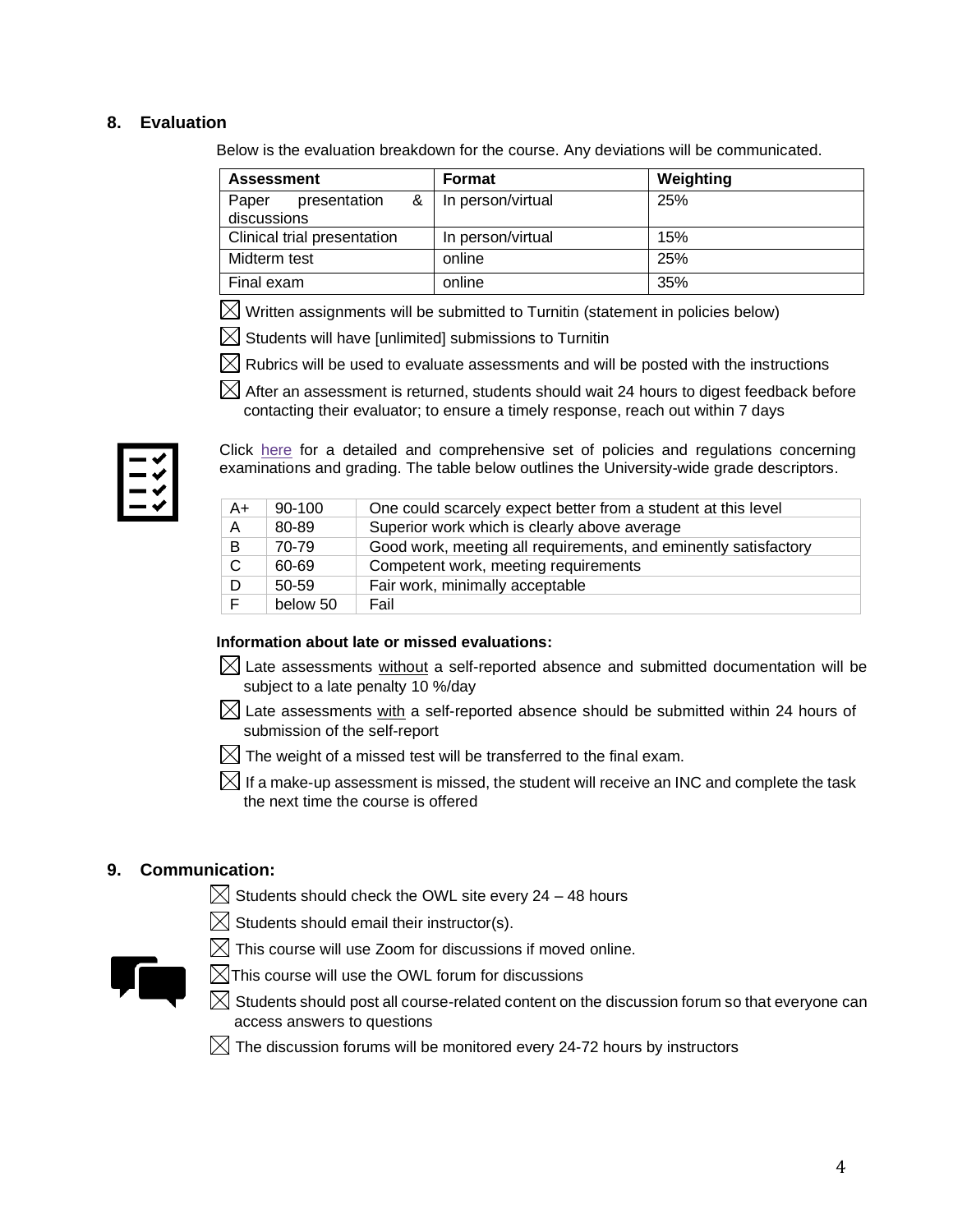## 8. Evaluation

Below is the evaluation breakdown for the course. Any deviations will be communicated.

| Assessment | Format | Weighting |
|---|---|---|
| Paper presentation & discussions | In person/virtual | 25% |
| Clinical trial presentation | In person/virtual | 15% |
| Midterm test | online | 25% |
| Final exam | online | 35% |

- ☒ Written assignments will be submitted to Turnitin (statement in policies below)
- ☒ Students will have [unlimited] submissions to Turnitin
- ☒ Rubrics will be used to evaluate assessments and will be posted with the instructions
- ☒ After an assessment is returned, students should wait 24 hours to digest feedback before contacting their evaluator; to ensure a timely response, reach out within 7 days

Click here for a detailed and comprehensive set of policies and regulations concerning examinations and grading. The table below outlines the University-wide grade descriptors.

| | | |
|---|---|---|
| A+ | 90-100 | One could scarcely expect better from a student at this level |
| A | 80-89 | Superior work which is clearly above average |
| B | 70-79 | Good work, meeting all requirements, and eminently satisfactory |
| C | 60-69 | Competent work, meeting requirements |
| D | 50-59 | Fair work, minimally acceptable |
| F | below 50 | Fail |

**Information about late or missed evaluations:**

- ☒ Late assessments without a self-reported absence and submitted documentation will be subject to a late penalty 10 %/day
- ☒ Late assessments with a self-reported absence should be submitted within 24 hours of submission of the self-report
- ☒ The weight of a missed test will be transferred to the final exam.
- ☒ If a make-up assessment is missed, the student will receive an INC and complete the task the next time the course is offered

## 9. Communication:

- ☒ Students should check the OWL site every 24 – 48 hours
- ☒ Students should email their instructor(s).
- ☒ This course will use Zoom for discussions if moved online.
- ☒ This course will use the OWL forum for discussions
- ☒ Students should post all course-related content on the discussion forum so that everyone can access answers to questions
- ☒ The discussion forums will be monitored every 24-72 hours by instructors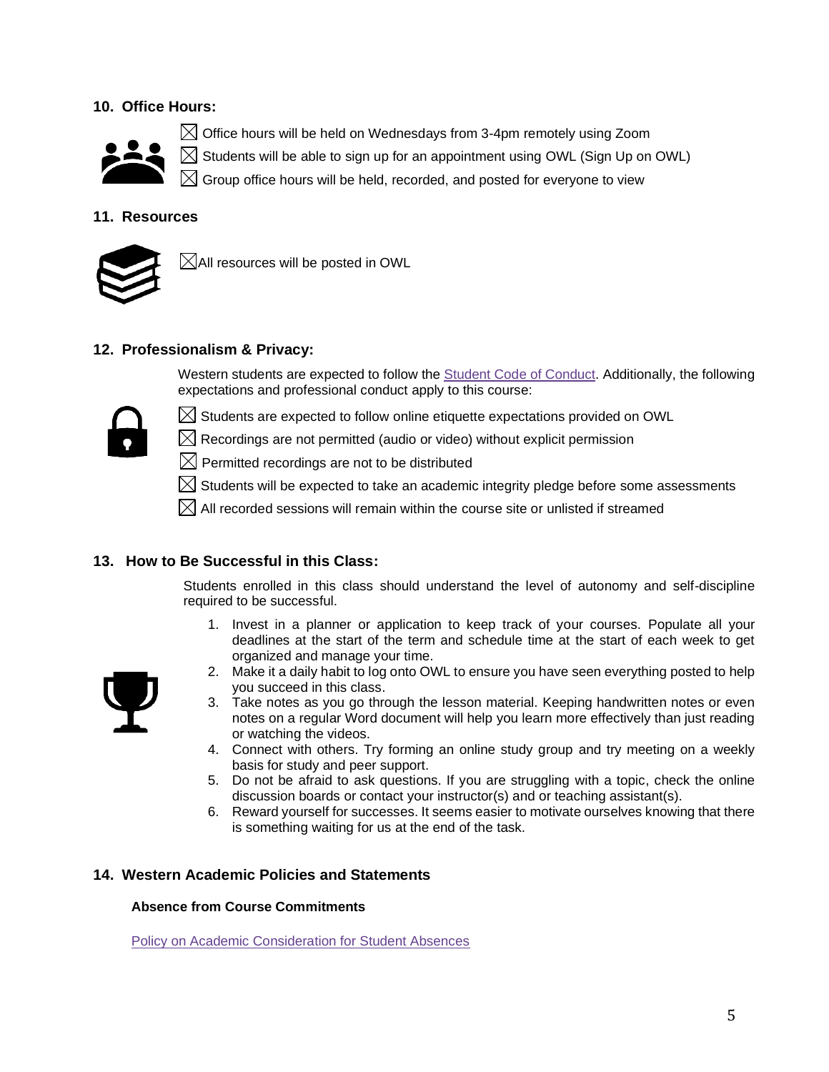## 10. Office Hours:

- ☒ Office hours will be held on Wednesdays from 3-4pm remotely using Zoom
- ☒ Students will be able to sign up for an appointment using OWL (Sign Up on OWL)
- ☒ Group office hours will be held, recorded, and posted for everyone to view

## 11. Resources

- ☒ All resources will be posted in OWL

## 12. Professionalism & Privacy:

Western students are expected to follow the Student Code of Conduct. Additionally, the following expectations and professional conduct apply to this course:

- ☒ Students are expected to follow online etiquette expectations provided on OWL
- ☒ Recordings are not permitted (audio or video) without explicit permission
- ☒ Permitted recordings are not to be distributed
- ☒ Students will be expected to take an academic integrity pledge before some assessments
- ☒ All recorded sessions will remain within the course site or unlisted if streamed

## 13. How to Be Successful in this Class:

Students enrolled in this class should understand the level of autonomy and self-discipline required to be successful.

1. Invest in a planner or application to keep track of your courses. Populate all your deadlines at the start of the term and schedule time at the start of each week to get organized and manage your time.
2. Make it a daily habit to log onto OWL to ensure you have seen everything posted to help you succeed in this class.
3. Take notes as you go through the lesson material. Keeping handwritten notes or even notes on a regular Word document will help you learn more effectively than just reading or watching the videos.
4. Connect with others. Try forming an online study group and try meeting on a weekly basis for study and peer support.
5. Do not be afraid to ask questions. If you are struggling with a topic, check the online discussion boards or contact your instructor(s) and or teaching assistant(s).
6. Reward yourself for successes. It seems easier to motivate ourselves knowing that there is something waiting for us at the end of the task.

## 14. Western Academic Policies and Statements

**Absence from Course Commitments**

Policy on Academic Consideration for Student Absences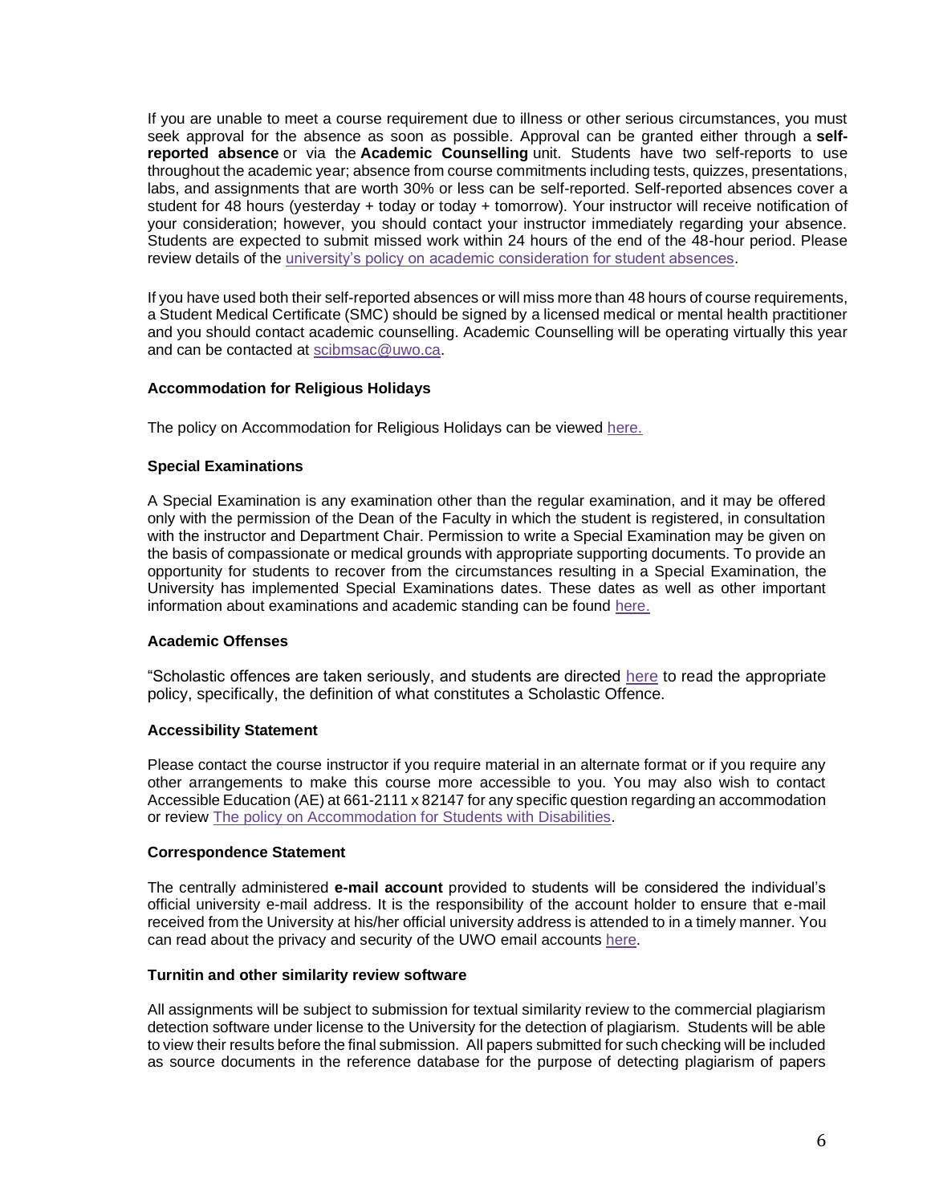If you are unable to meet a course requirement due to illness or other serious circumstances, you must seek approval for the absence as soon as possible. Approval can be granted either through a **self-reported absence** or via the **Academic Counselling** unit. Students have two self-reports to use throughout the academic year; absence from course commitments including tests, quizzes, presentations, labs, and assignments that are worth 30% or less can be self-reported. Self-reported absences cover a student for 48 hours (yesterday + today or today + tomorrow). Your instructor will receive notification of your consideration; however, you should contact your instructor immediately regarding your absence. Students are expected to submit missed work within 24 hours of the end of the 48-hour period. Please review details of the university's policy on academic consideration for student absences.

If you have used both their self-reported absences or will miss more than 48 hours of course requirements, a Student Medical Certificate (SMC) should be signed by a licensed medical or mental health practitioner and you should contact academic counselling. Academic Counselling will be operating virtually this year and can be contacted at scibmsac@uwo.ca.

**Accommodation for Religious Holidays**

The policy on Accommodation for Religious Holidays can be viewed here.

**Special Examinations**

A Special Examination is any examination other than the regular examination, and it may be offered only with the permission of the Dean of the Faculty in which the student is registered, in consultation with the instructor and Department Chair. Permission to write a Special Examination may be given on the basis of compassionate or medical grounds with appropriate supporting documents. To provide an opportunity for students to recover from the circumstances resulting in a Special Examination, the University has implemented Special Examinations dates. These dates as well as other important information about examinations and academic standing can be found here.

**Academic Offenses**

"Scholastic offences are taken seriously, and students are directed here to read the appropriate policy, specifically, the definition of what constitutes a Scholastic Offence.

**Accessibility Statement**

Please contact the course instructor if you require material in an alternate format or if you require any other arrangements to make this course more accessible to you. You may also wish to contact Accessible Education (AE) at 661-2111 x 82147 for any specific question regarding an accommodation or review The policy on Accommodation for Students with Disabilities.

**Correspondence Statement**

The centrally administered **e-mail account** provided to students will be considered the individual's official university e-mail address. It is the responsibility of the account holder to ensure that e-mail received from the University at his/her official university address is attended to in a timely manner. You can read about the privacy and security of the UWO email accounts here.

**Turnitin and other similarity review software**

All assignments will be subject to submission for textual similarity review to the commercial plagiarism detection software under license to the University for the detection of plagiarism. Students will be able to view their results before the final submission. All papers submitted for such checking will be included as source documents in the reference database for the purpose of detecting plagiarism of papers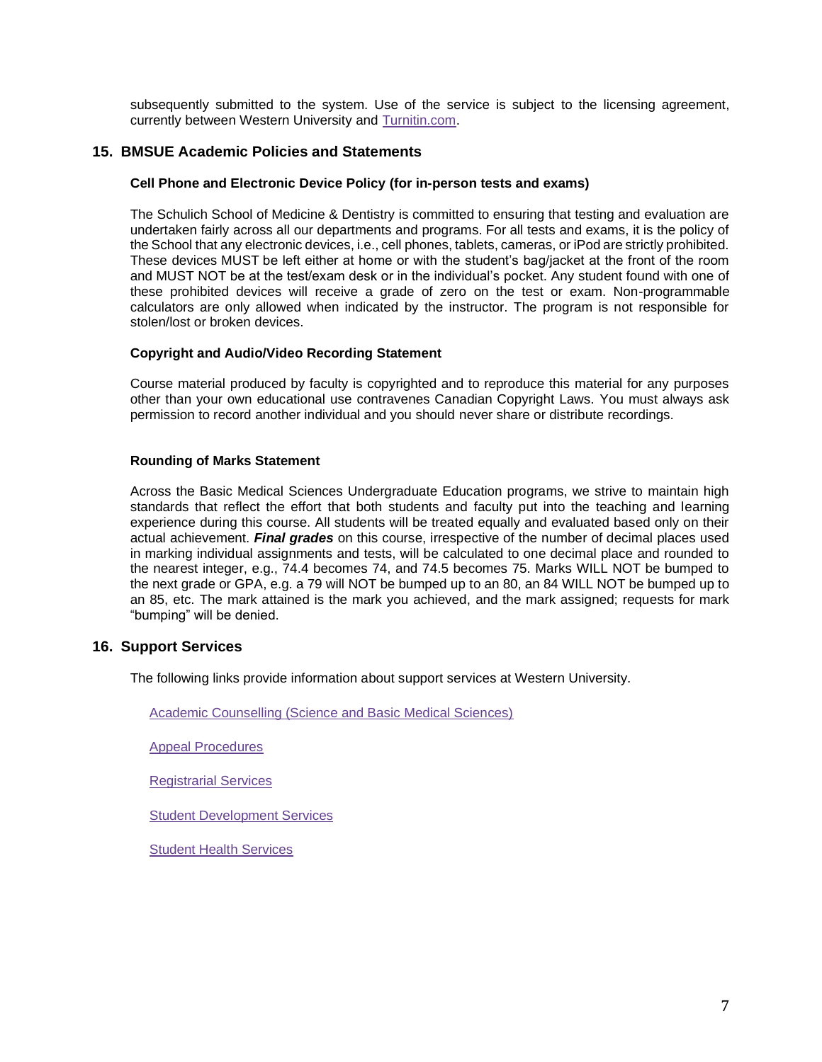subsequently submitted to the system. Use of the service is subject to the licensing agreement, currently between Western University and [Turnitin.com](Turnitin.com).

## 15. BMSUE Academic Policies and Statements

### Cell Phone and Electronic Device Policy (for in-person tests and exams)

The Schulich School of Medicine & Dentistry is committed to ensuring that testing and evaluation are undertaken fairly across all our departments and programs. For all tests and exams, it is the policy of the School that any electronic devices, i.e., cell phones, tablets, cameras, or iPod are strictly prohibited. These devices MUST be left either at home or with the student's bag/jacket at the front of the room and MUST NOT be at the test/exam desk or in the individual's pocket. Any student found with one of these prohibited devices will receive a grade of zero on the test or exam. Non-programmable calculators are only allowed when indicated by the instructor. The program is not responsible for stolen/lost or broken devices.

### Copyright and Audio/Video Recording Statement

Course material produced by faculty is copyrighted and to reproduce this material for any purposes other than your own educational use contravenes Canadian Copyright Laws. You must always ask permission to record another individual and you should never share or distribute recordings.

### Rounding of Marks Statement

Across the Basic Medical Sciences Undergraduate Education programs, we strive to maintain high standards that reflect the effort that both students and faculty put into the teaching and learning experience during this course. All students will be treated equally and evaluated based only on their actual achievement. ***Final grades*** on this course, irrespective of the number of decimal places used in marking individual assignments and tests, will be calculated to one decimal place and rounded to the nearest integer, e.g., 74.4 becomes 74, and 74.5 becomes 75. Marks WILL NOT be bumped to the next grade or GPA, e.g. a 79 will NOT be bumped up to an 80, an 84 WILL NOT be bumped up to an 85, etc. The mark attained is the mark you achieved, and the mark assigned; requests for mark "bumping" will be denied.

## 16. Support Services

The following links provide information about support services at Western University.

Academic Counselling (Science and Basic Medical Sciences)

Appeal Procedures

Registrarial Services

Student Development Services

Student Health Services